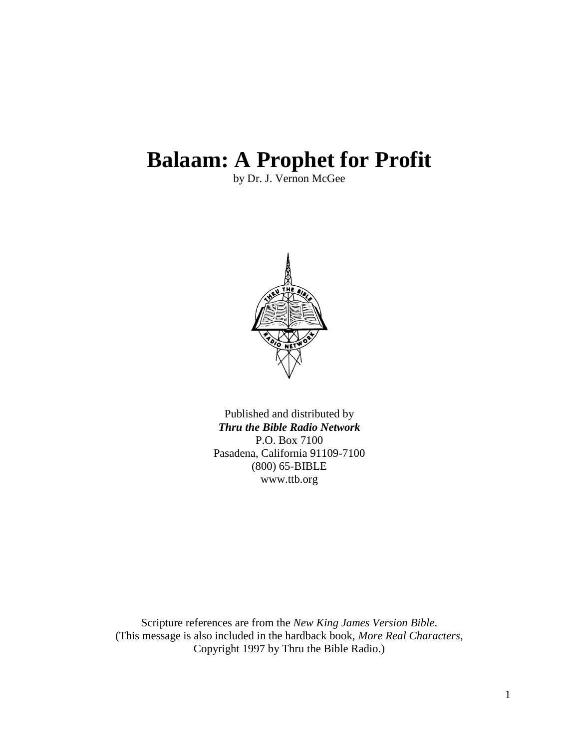# Balaam: A Prophet for Profit

by Dr. J. Vernon McGee

Published and distributed by
***Thru the Bible Radio Network***
P.O. Box 7100
Pasadena, California 91109-7100
(800) 65-BIBLE
www.ttb.org

Scripture references are from the *New King James Version Bible*.
(This message is also included in the hardback book, *More Real Characters*,
Copyright 1997 by Thru the Bible Radio.)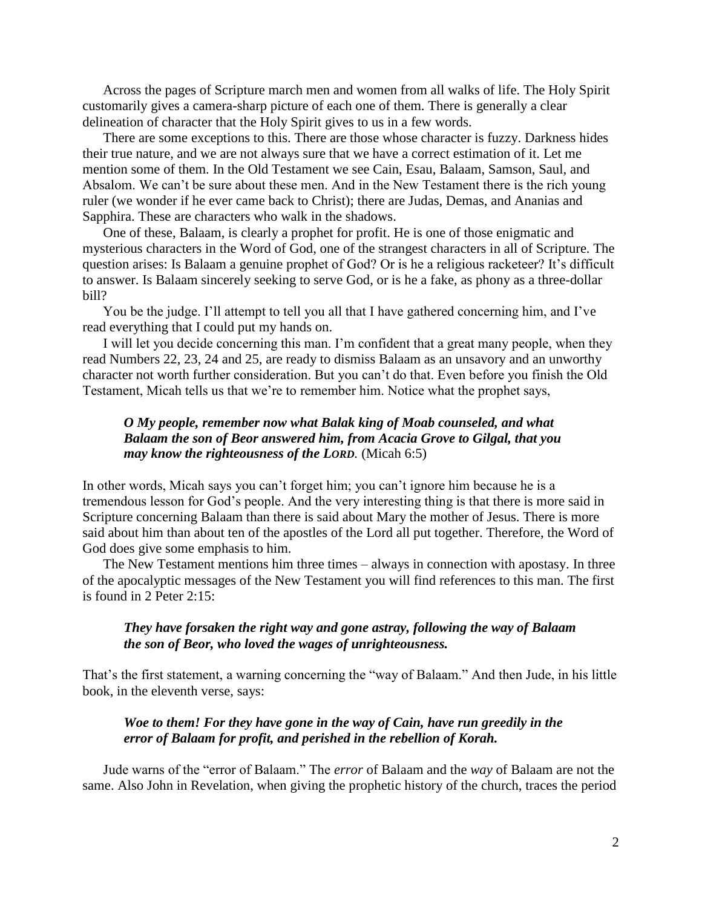Across the pages of Scripture march men and women from all walks of life. The Holy Spirit customarily gives a camera-sharp picture of each one of them. There is generally a clear delineation of character that the Holy Spirit gives to us in a few words.

There are some exceptions to this. There are those whose character is fuzzy. Darkness hides their true nature, and we are not always sure that we have a correct estimation of it. Let me mention some of them. In the Old Testament we see Cain, Esau, Balaam, Samson, Saul, and Absalom. We can't be sure about these men. And in the New Testament there is the rich young ruler (we wonder if he ever came back to Christ); there are Judas, Demas, and Ananias and Sapphira. These are characters who walk in the shadows.

One of these, Balaam, is clearly a prophet for profit. He is one of those enigmatic and mysterious characters in the Word of God, one of the strangest characters in all of Scripture. The question arises: Is Balaam a genuine prophet of God? Or is he a religious racketeer? It's difficult to answer. Is Balaam sincerely seeking to serve God, or is he a fake, as phony as a three-dollar bill?

You be the judge. I'll attempt to tell you all that I have gathered concerning him, and I've read everything that I could put my hands on.

I will let you decide concerning this man. I'm confident that a great many people, when they read Numbers 22, 23, 24 and 25, are ready to dismiss Balaam as an unsavory and an unworthy character not worth further consideration. But you can't do that. Even before you finish the Old Testament, Micah tells us that we're to remember him. Notice what the prophet says,

> ***O My people, remember now what Balak king of Moab counseled, and what Balaam the son of Beor answered him, from Acacia Grove to Gilgal, that you may know the righteousness of the LORD.*** (Micah 6:5)

In other words, Micah says you can't forget him; you can't ignore him because he is a tremendous lesson for God's people. And the very interesting thing is that there is more said in Scripture concerning Balaam than there is said about Mary the mother of Jesus. There is more said about him than about ten of the apostles of the Lord all put together. Therefore, the Word of God does give some emphasis to him.

The New Testament mentions him three times – always in connection with apostasy. In three of the apocalyptic messages of the New Testament you will find references to this man. The first is found in 2 Peter 2:15:

> ***They have forsaken the right way and gone astray, following the way of Balaam the son of Beor, who loved the wages of unrighteousness.***

That's the first statement, a warning concerning the "way of Balaam." And then Jude, in his little book, in the eleventh verse, says:

> ***Woe to them! For they have gone in the way of Cain, have run greedily in the error of Balaam for profit, and perished in the rebellion of Korah.***

Jude warns of the "error of Balaam." The *error* of Balaam and the *way* of Balaam are not the same. Also John in Revelation, when giving the prophetic history of the church, traces the period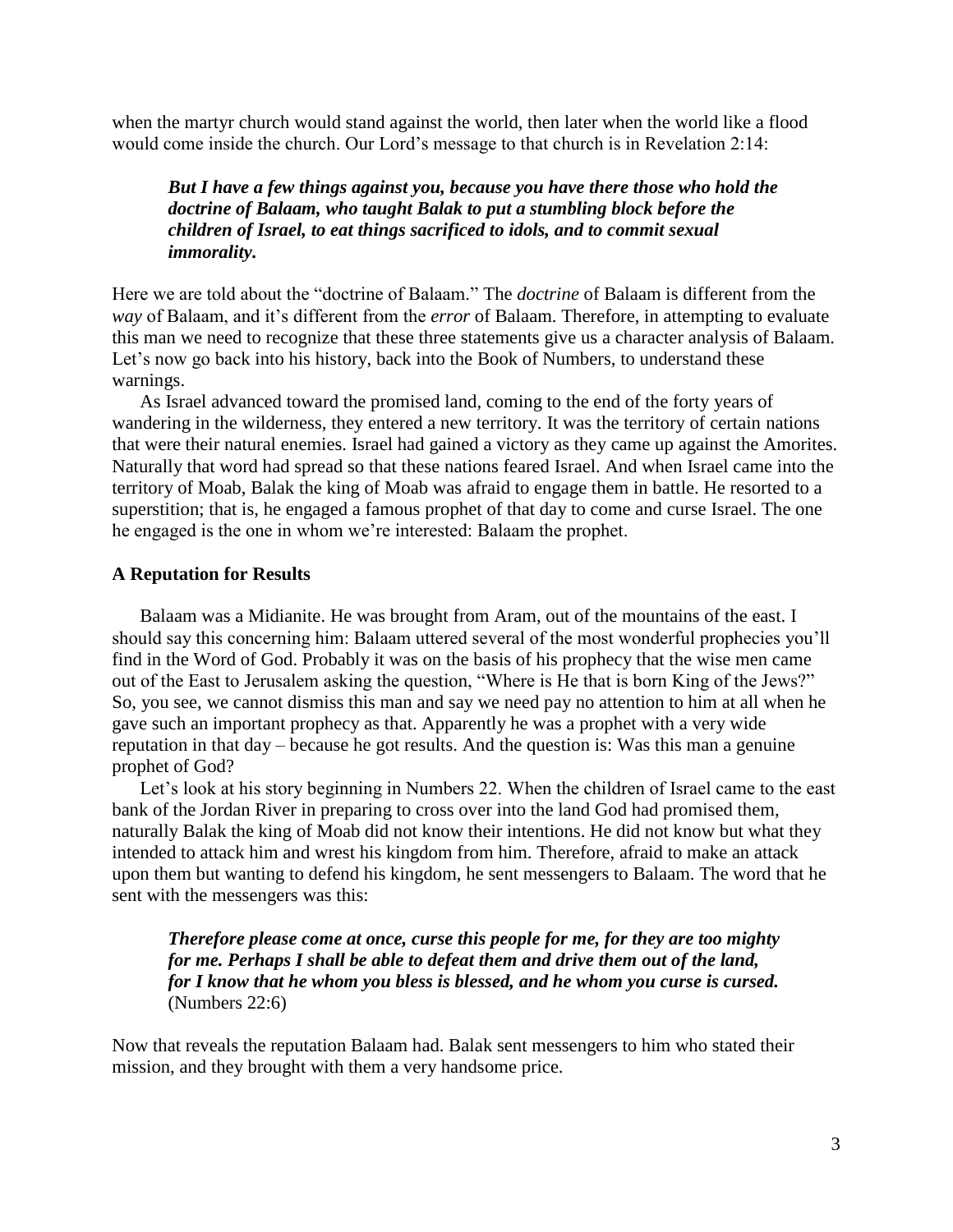when the martyr church would stand against the world, then later when the world like a flood would come inside the church. Our Lord's message to that church is in Revelation 2:14:

> ***But I have a few things against you, because you have there those who hold the doctrine of Balaam, who taught Balak to put a stumbling block before the children of Israel, to eat things sacrificed to idols, and to commit sexual immorality.***

Here we are told about the "doctrine of Balaam." The *doctrine* of Balaam is different from the *way* of Balaam, and it's different from the *error* of Balaam. Therefore, in attempting to evaluate this man we need to recognize that these three statements give us a character analysis of Balaam. Let's now go back into his history, back into the Book of Numbers, to understand these warnings.

As Israel advanced toward the promised land, coming to the end of the forty years of wandering in the wilderness, they entered a new territory. It was the territory of certain nations that were their natural enemies. Israel had gained a victory as they came up against the Amorites. Naturally that word had spread so that these nations feared Israel. And when Israel came into the territory of Moab, Balak the king of Moab was afraid to engage them in battle. He resorted to a superstition; that is, he engaged a famous prophet of that day to come and curse Israel. The one he engaged is the one in whom we're interested: Balaam the prophet.

### A Reputation for Results

Balaam was a Midianite. He was brought from Aram, out of the mountains of the east. I should say this concerning him: Balaam uttered several of the most wonderful prophecies you'll find in the Word of God. Probably it was on the basis of his prophecy that the wise men came out of the East to Jerusalem asking the question, "Where is He that is born King of the Jews?" So, you see, we cannot dismiss this man and say we need pay no attention to him at all when he gave such an important prophecy as that. Apparently he was a prophet with a very wide reputation in that day – because he got results. And the question is: Was this man a genuine prophet of God?

Let's look at his story beginning in Numbers 22. When the children of Israel came to the east bank of the Jordan River in preparing to cross over into the land God had promised them, naturally Balak the king of Moab did not know their intentions. He did not know but what they intended to attack him and wrest his kingdom from him. Therefore, afraid to make an attack upon them but wanting to defend his kingdom, he sent messengers to Balaam. The word that he sent with the messengers was this:

> ***Therefore please come at once, curse this people for me, for they are too mighty for me. Perhaps I shall be able to defeat them and drive them out of the land, for I know that he whom you bless is blessed, and he whom you curse is cursed.*** (Numbers 22:6)

Now that reveals the reputation Balaam had. Balak sent messengers to him who stated their mission, and they brought with them a very handsome price.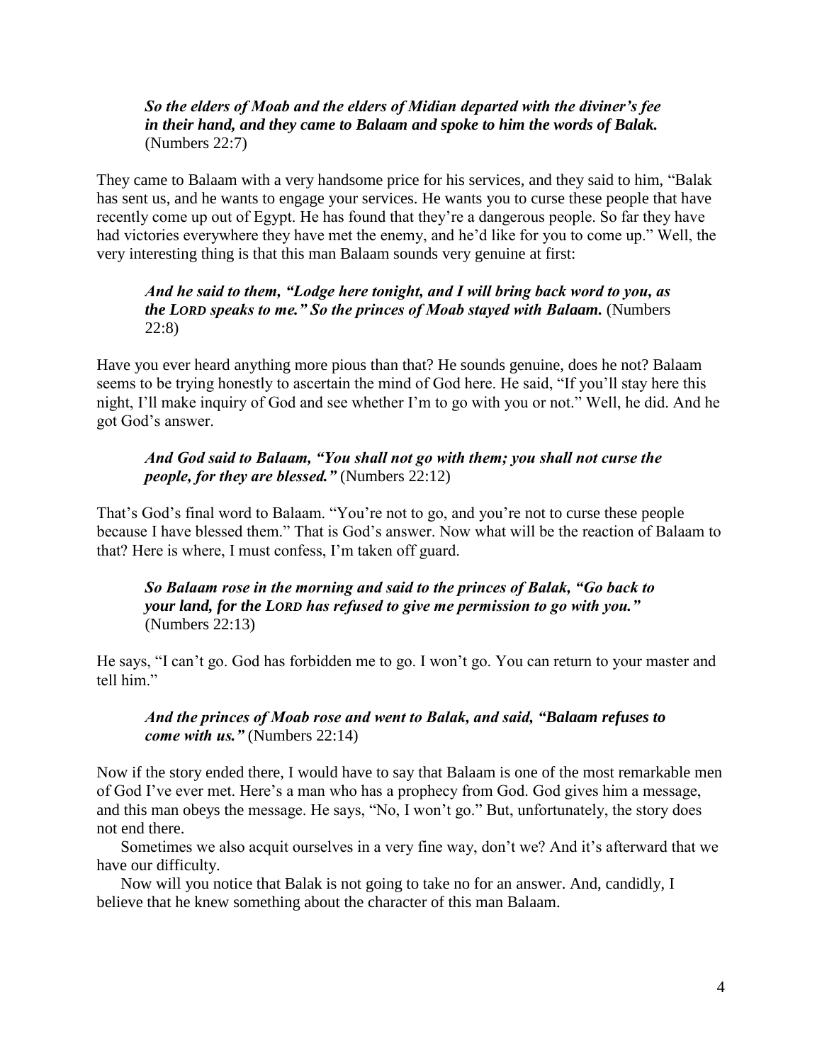> ***So the elders of Moab and the elders of Midian departed with the diviner's fee in their hand, and they came to Balaam and spoke to him the words of Balak.*** (Numbers 22:7)

They came to Balaam with a very handsome price for his services, and they said to him, "Balak has sent us, and he wants to engage your services. He wants you to curse these people that have recently come up out of Egypt. He has found that they're a dangerous people. So far they have had victories everywhere they have met the enemy, and he'd like for you to come up." Well, the very interesting thing is that this man Balaam sounds very genuine at first:

> ***And he said to them, "Lodge here tonight, and I will bring back word to you, as the LORD speaks to me." So the princes of Moab stayed with Balaam.*** (Numbers 22:8)

Have you ever heard anything more pious than that? He sounds genuine, does he not? Balaam seems to be trying honestly to ascertain the mind of God here. He said, "If you'll stay here this night, I'll make inquiry of God and see whether I'm to go with you or not." Well, he did. And he got God's answer.

> ***And God said to Balaam, "You shall not go with them; you shall not curse the people, for they are blessed."*** (Numbers 22:12)

That's God's final word to Balaam. "You're not to go, and you're not to curse these people because I have blessed them." That is God's answer. Now what will be the reaction of Balaam to that? Here is where, I must confess, I'm taken off guard.

> ***So Balaam rose in the morning and said to the princes of Balak, "Go back to your land, for the LORD has refused to give me permission to go with you."*** (Numbers 22:13)

He says, "I can't go. God has forbidden me to go. I won't go. You can return to your master and tell him."

> ***And the princes of Moab rose and went to Balak, and said, "Balaam refuses to come with us."*** (Numbers 22:14)

Now if the story ended there, I would have to say that Balaam is one of the most remarkable men of God I've ever met. Here's a man who has a prophecy from God. God gives him a message, and this man obeys the message. He says, "No, I won't go." But, unfortunately, the story does not end there.

Sometimes we also acquit ourselves in a very fine way, don't we? And it's afterward that we have our difficulty.

Now will you notice that Balak is not going to take no for an answer. And, candidly, I believe that he knew something about the character of this man Balaam.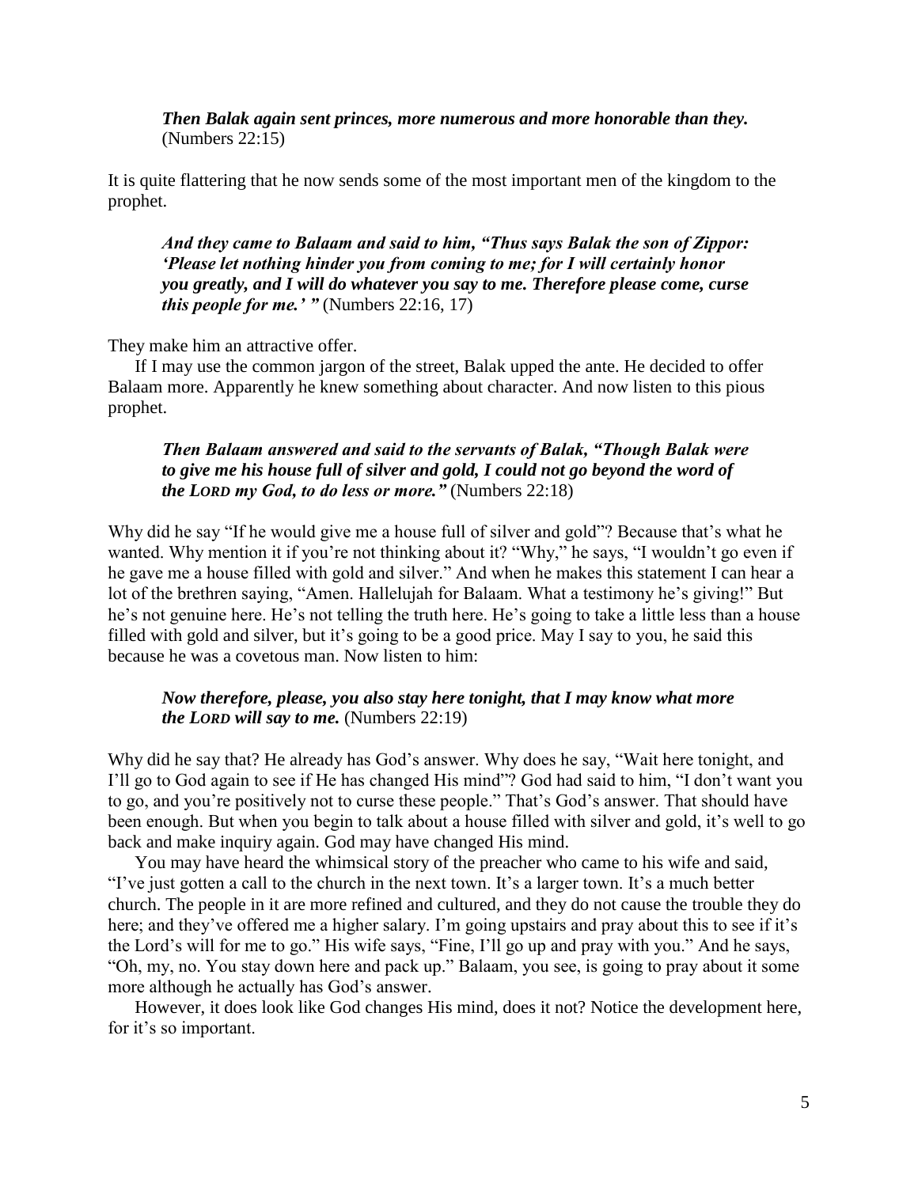> ***Then Balak again sent princes, more numerous and more honorable than they.*** (Numbers 22:15)

It is quite flattering that he now sends some of the most important men of the kingdom to the prophet.

> ***And they came to Balaam and said to him, "Thus says Balak the son of Zippor: 'Please let nothing hinder you from coming to me; for I will certainly honor you greatly, and I will do whatever you say to me. Therefore please come, curse this people for me.' "*** (Numbers 22:16, 17)

They make him an attractive offer.

If I may use the common jargon of the street, Balak upped the ante. He decided to offer Balaam more. Apparently he knew something about character. And now listen to this pious prophet.

> ***Then Balaam answered and said to the servants of Balak, "Though Balak were to give me his house full of silver and gold, I could not go beyond the word of the LORD my God, to do less or more."*** (Numbers 22:18)

Why did he say "If he would give me a house full of silver and gold"? Because that's what he wanted. Why mention it if you're not thinking about it? "Why," he says, "I wouldn't go even if he gave me a house filled with gold and silver." And when he makes this statement I can hear a lot of the brethren saying, "Amen. Hallelujah for Balaam. What a testimony he's giving!" But he's not genuine here. He's not telling the truth here. He's going to take a little less than a house filled with gold and silver, but it's going to be a good price. May I say to you, he said this because he was a covetous man. Now listen to him:

> ***Now therefore, please, you also stay here tonight, that I may know what more the LORD will say to me.*** (Numbers 22:19)

Why did he say that? He already has God's answer. Why does he say, "Wait here tonight, and I'll go to God again to see if He has changed His mind"? God had said to him, "I don't want you to go, and you're positively not to curse these people." That's God's answer. That should have been enough. But when you begin to talk about a house filled with silver and gold, it's well to go back and make inquiry again. God may have changed His mind.

You may have heard the whimsical story of the preacher who came to his wife and said, "I've just gotten a call to the church in the next town. It's a larger town. It's a much better church. The people in it are more refined and cultured, and they do not cause the trouble they do here; and they've offered me a higher salary. I'm going upstairs and pray about this to see if it's the Lord's will for me to go." His wife says, "Fine, I'll go up and pray with you." And he says, "Oh, my, no. You stay down here and pack up." Balaam, you see, is going to pray about it some more although he actually has God's answer.

However, it does look like God changes His mind, does it not? Notice the development here, for it's so important.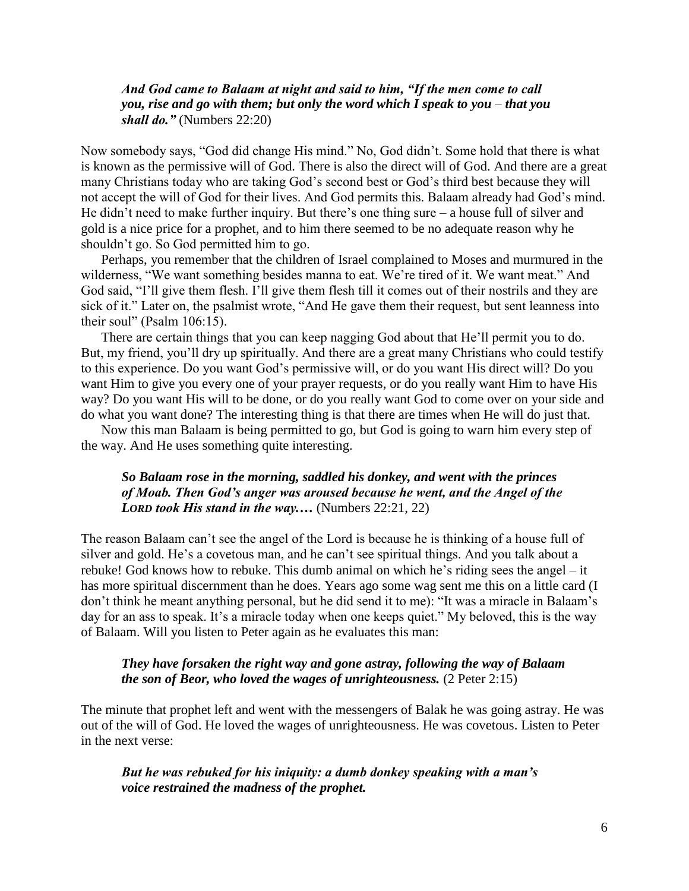> ***And God came to Balaam at night and said to him, "If the men come to call you, rise and go with them; but only the word which I speak to you – that you shall do."*** (Numbers 22:20)

Now somebody says, "God did change His mind." No, God didn't. Some hold that there is what is known as the permissive will of God. There is also the direct will of God. And there are a great many Christians today who are taking God's second best or God's third best because they will not accept the will of God for their lives. And God permits this. Balaam already had God's mind. He didn't need to make further inquiry. But there's one thing sure – a house full of silver and gold is a nice price for a prophet, and to him there seemed to be no adequate reason why he shouldn't go. So God permitted him to go.

Perhaps, you remember that the children of Israel complained to Moses and murmured in the wilderness, "We want something besides manna to eat. We're tired of it. We want meat." And God said, "I'll give them flesh. I'll give them flesh till it comes out of their nostrils and they are sick of it." Later on, the psalmist wrote, "And He gave them their request, but sent leanness into their soul" (Psalm 106:15).

There are certain things that you can keep nagging God about that He'll permit you to do. But, my friend, you'll dry up spiritually. And there are a great many Christians who could testify to this experience. Do you want God's permissive will, or do you want His direct will? Do you want Him to give you every one of your prayer requests, or do you really want Him to have His way? Do you want His will to be done, or do you really want God to come over on your side and do what you want done? The interesting thing is that there are times when He will do just that.

Now this man Balaam is being permitted to go, but God is going to warn him every step of the way. And He uses something quite interesting.

> ***So Balaam rose in the morning, saddled his donkey, and went with the princes of Moab. Then God's anger was aroused because he went, and the Angel of the LORD took His stand in the way….*** (Numbers 22:21, 22)

The reason Balaam can't see the angel of the Lord is because he is thinking of a house full of silver and gold. He's a covetous man, and he can't see spiritual things. And you talk about a rebuke! God knows how to rebuke. This dumb animal on which he's riding sees the angel – it has more spiritual discernment than he does. Years ago some wag sent me this on a little card (I don't think he meant anything personal, but he did send it to me): "It was a miracle in Balaam's day for an ass to speak. It's a miracle today when one keeps quiet." My beloved, this is the way of Balaam. Will you listen to Peter again as he evaluates this man:

> ***They have forsaken the right way and gone astray, following the way of Balaam the son of Beor, who loved the wages of unrighteousness.*** (2 Peter 2:15)

The minute that prophet left and went with the messengers of Balak he was going astray. He was out of the will of God. He loved the wages of unrighteousness. He was covetous. Listen to Peter in the next verse:

> ***But he was rebuked for his iniquity: a dumb donkey speaking with a man's voice restrained the madness of the prophet.***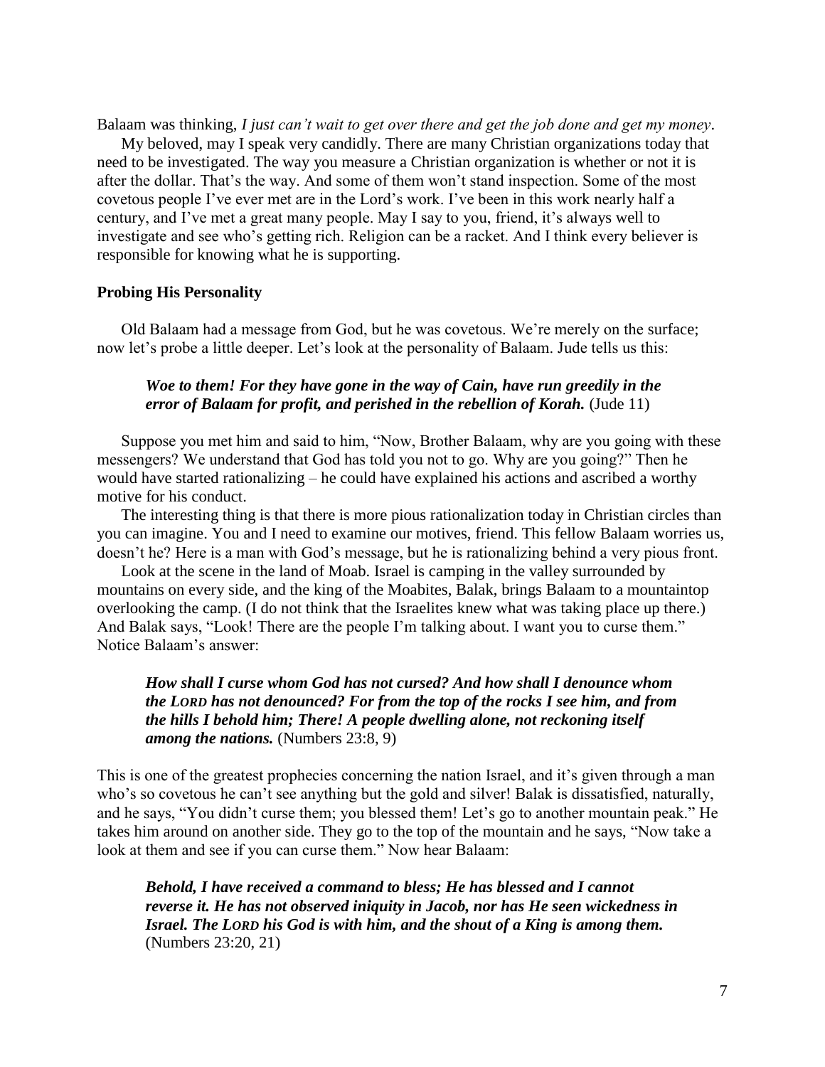Balaam was thinking, *I just can't wait to get over there and get the job done and get my money*.

My beloved, may I speak very candidly. There are many Christian organizations today that need to be investigated. The way you measure a Christian organization is whether or not it is after the dollar. That's the way. And some of them won't stand inspection. Some of the most covetous people I've ever met are in the Lord's work. I've been in this work nearly half a century, and I've met a great many people. May I say to you, friend, it's always well to investigate and see who's getting rich. Religion can be a racket. And I think every believer is responsible for knowing what he is supporting.

### Probing His Personality

Old Balaam had a message from God, but he was covetous. We're merely on the surface; now let's probe a little deeper. Let's look at the personality of Balaam. Jude tells us this:

> ***Woe to them! For they have gone in the way of Cain, have run greedily in the error of Balaam for profit, and perished in the rebellion of Korah.*** (Jude 11)

Suppose you met him and said to him, "Now, Brother Balaam, why are you going with these messengers? We understand that God has told you not to go. Why are you going?" Then he would have started rationalizing – he could have explained his actions and ascribed a worthy motive for his conduct.

The interesting thing is that there is more pious rationalization today in Christian circles than you can imagine. You and I need to examine our motives, friend. This fellow Balaam worries us, doesn't he? Here is a man with God's message, but he is rationalizing behind a very pious front.

Look at the scene in the land of Moab. Israel is camping in the valley surrounded by mountains on every side, and the king of the Moabites, Balak, brings Balaam to a mountaintop overlooking the camp. (I do not think that the Israelites knew what was taking place up there.) And Balak says, "Look! There are the people I'm talking about. I want you to curse them." Notice Balaam's answer:

> ***How shall I curse whom God has not cursed? And how shall I denounce whom the LORD has not denounced? For from the top of the rocks I see him, and from the hills I behold him; There! A people dwelling alone, not reckoning itself among the nations.*** (Numbers 23:8, 9)

This is one of the greatest prophecies concerning the nation Israel, and it's given through a man who's so covetous he can't see anything but the gold and silver! Balak is dissatisfied, naturally, and he says, "You didn't curse them; you blessed them! Let's go to another mountain peak." He takes him around on another side. They go to the top of the mountain and he says, "Now take a look at them and see if you can curse them." Now hear Balaam:

> ***Behold, I have received a command to bless; He has blessed and I cannot reverse it. He has not observed iniquity in Jacob, nor has He seen wickedness in Israel. The LORD his God is with him, and the shout of a King is among them.*** (Numbers 23:20, 21)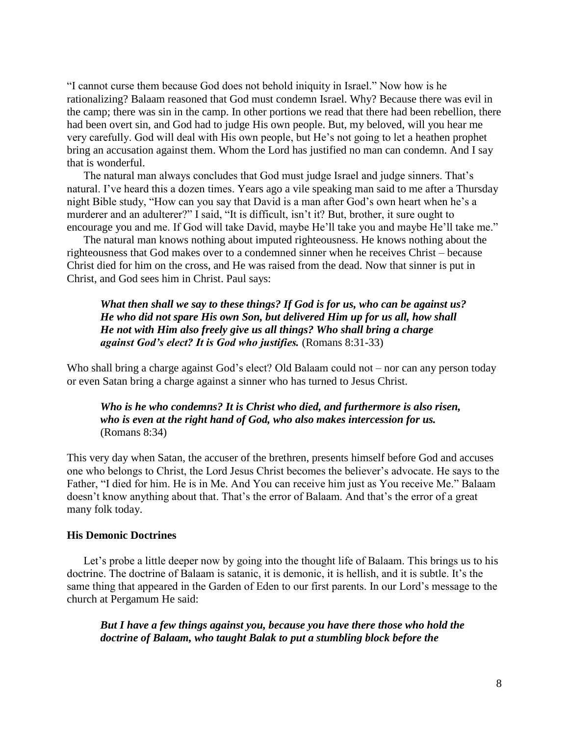"I cannot curse them because God does not behold iniquity in Israel." Now how is he rationalizing? Balaam reasoned that God must condemn Israel. Why? Because there was evil in the camp; there was sin in the camp. In other portions we read that there had been rebellion, there had been overt sin, and God had to judge His own people. But, my beloved, will you hear me very carefully. God will deal with His own people, but He's not going to let a heathen prophet bring an accusation against them. Whom the Lord has justified no man can condemn. And I say that is wonderful.

The natural man always concludes that God must judge Israel and judge sinners. That's natural. I've heard this a dozen times. Years ago a vile speaking man said to me after a Thursday night Bible study, "How can you say that David is a man after God's own heart when he's a murderer and an adulterer?" I said, "It is difficult, isn't it? But, brother, it sure ought to encourage you and me. If God will take David, maybe He'll take you and maybe He'll take me."

The natural man knows nothing about imputed righteousness. He knows nothing about the righteousness that God makes over to a condemned sinner when he receives Christ – because Christ died for him on the cross, and He was raised from the dead. Now that sinner is put in Christ, and God sees him in Christ. Paul says:

> ***What then shall we say to these things? If God is for us, who can be against us? He who did not spare His own Son, but delivered Him up for us all, how shall He not with Him also freely give us all things? Who shall bring a charge against God's elect? It is God who justifies.*** (Romans 8:31-33)

Who shall bring a charge against God's elect? Old Balaam could not – nor can any person today or even Satan bring a charge against a sinner who has turned to Jesus Christ.

> ***Who is he who condemns? It is Christ who died, and furthermore is also risen, who is even at the right hand of God, who also makes intercession for us.*** (Romans 8:34)

This very day when Satan, the accuser of the brethren, presents himself before God and accuses one who belongs to Christ, the Lord Jesus Christ becomes the believer's advocate. He says to the Father, "I died for him. He is in Me. And You can receive him just as You receive Me." Balaam doesn't know anything about that. That's the error of Balaam. And that's the error of a great many folk today.

**His Demonic Doctrines**

Let's probe a little deeper now by going into the thought life of Balaam. This brings us to his doctrine. The doctrine of Balaam is satanic, it is demonic, it is hellish, and it is subtle. It's the same thing that appeared in the Garden of Eden to our first parents. In our Lord's message to the church at Pergamum He said:

> ***But I have a few things against you, because you have there those who hold the doctrine of Balaam, who taught Balak to put a stumbling block before the***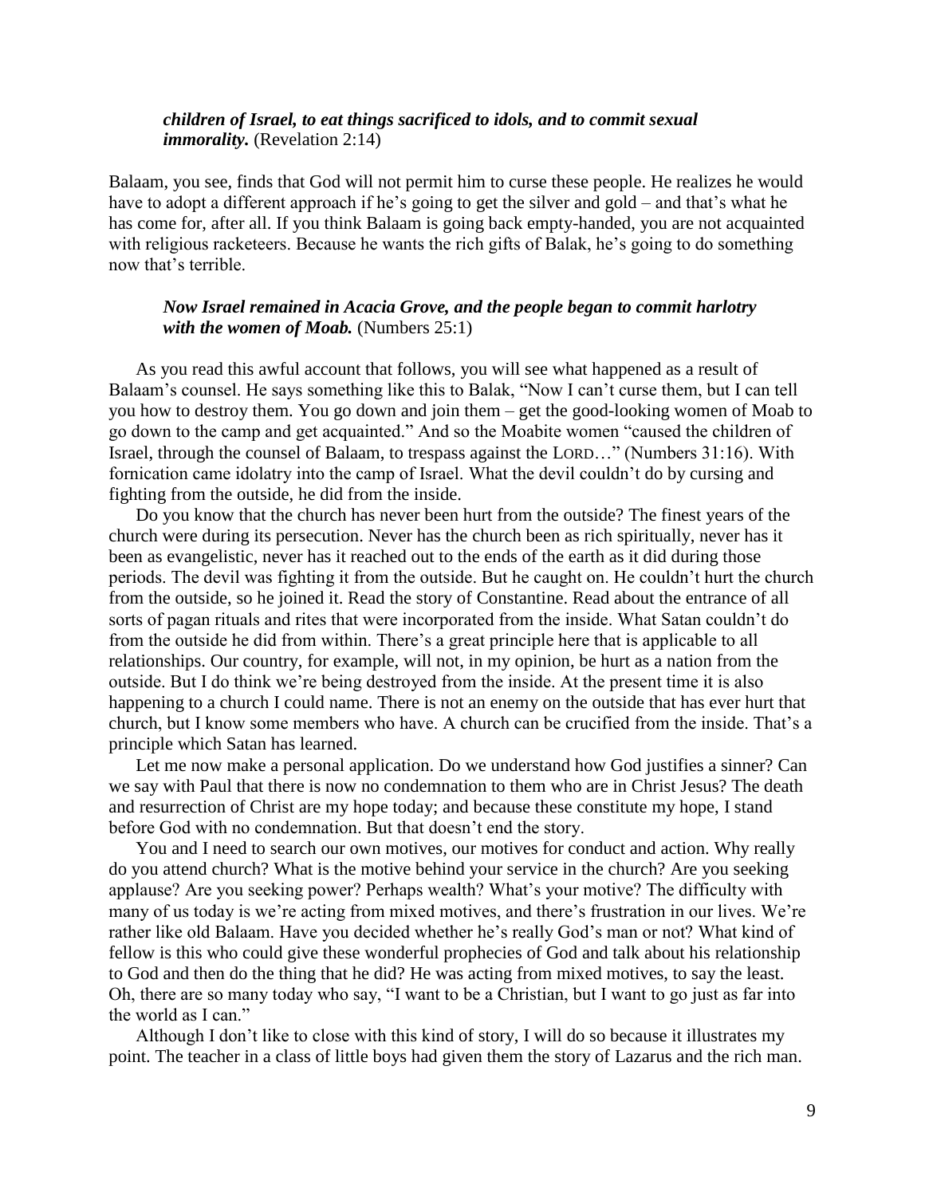***children of Israel, to eat things sacrificed to idols, and to commit sexual immorality.*** (Revelation 2:14)

Balaam, you see, finds that God will not permit him to curse these people. He realizes he would have to adopt a different approach if he's going to get the silver and gold – and that's what he has come for, after all. If you think Balaam is going back empty-handed, you are not acquainted with religious racketeers. Because he wants the rich gifts of Balak, he's going to do something now that's terrible.

> ***Now Israel remained in Acacia Grove, and the people began to commit harlotry with the women of Moab.*** (Numbers 25:1)

As you read this awful account that follows, you will see what happened as a result of Balaam's counsel. He says something like this to Balak, "Now I can't curse them, but I can tell you how to destroy them. You go down and join them – get the good-looking women of Moab to go down to the camp and get acquainted." And so the Moabite women "caused the children of Israel, through the counsel of Balaam, to trespass against the LORD…" (Numbers 31:16). With fornication came idolatry into the camp of Israel. What the devil couldn't do by cursing and fighting from the outside, he did from the inside.

Do you know that the church has never been hurt from the outside? The finest years of the church were during its persecution. Never has the church been as rich spiritually, never has it been as evangelistic, never has it reached out to the ends of the earth as it did during those periods. The devil was fighting it from the outside. But he caught on. He couldn't hurt the church from the outside, so he joined it. Read the story of Constantine. Read about the entrance of all sorts of pagan rituals and rites that were incorporated from the inside. What Satan couldn't do from the outside he did from within. There's a great principle here that is applicable to all relationships. Our country, for example, will not, in my opinion, be hurt as a nation from the outside. But I do think we're being destroyed from the inside. At the present time it is also happening to a church I could name. There is not an enemy on the outside that has ever hurt that church, but I know some members who have. A church can be crucified from the inside. That's a principle which Satan has learned.

Let me now make a personal application. Do we understand how God justifies a sinner? Can we say with Paul that there is now no condemnation to them who are in Christ Jesus? The death and resurrection of Christ are my hope today; and because these constitute my hope, I stand before God with no condemnation. But that doesn't end the story.

You and I need to search our own motives, our motives for conduct and action. Why really do you attend church? What is the motive behind your service in the church? Are you seeking applause? Are you seeking power? Perhaps wealth? What's your motive? The difficulty with many of us today is we're acting from mixed motives, and there's frustration in our lives. We're rather like old Balaam. Have you decided whether he's really God's man or not? What kind of fellow is this who could give these wonderful prophecies of God and talk about his relationship to God and then do the thing that he did? He was acting from mixed motives, to say the least. Oh, there are so many today who say, "I want to be a Christian, but I want to go just as far into the world as I can."

Although I don't like to close with this kind of story, I will do so because it illustrates my point. The teacher in a class of little boys had given them the story of Lazarus and the rich man.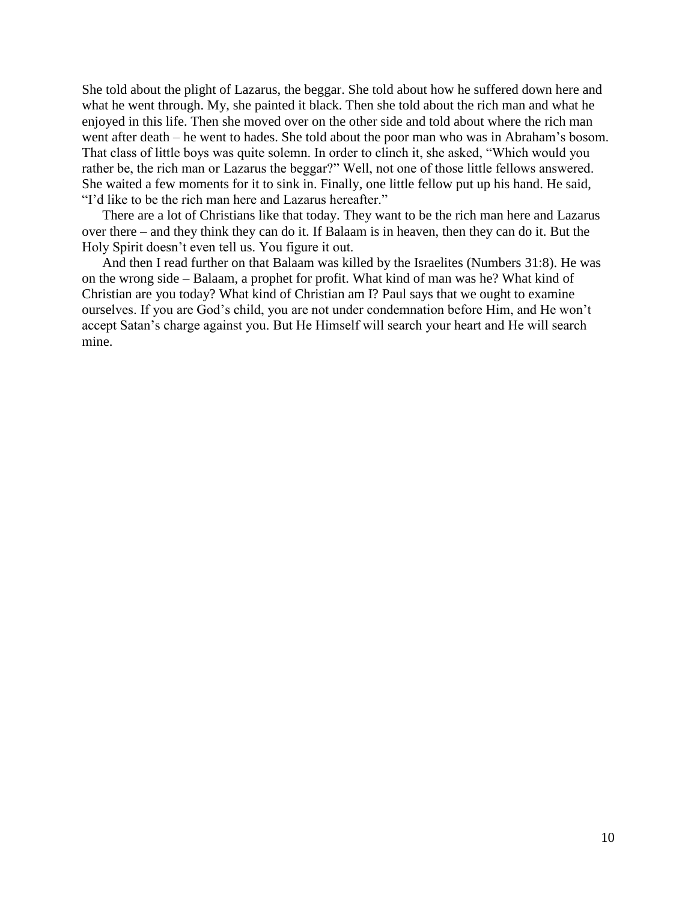She told about the plight of Lazarus, the beggar. She told about how he suffered down here and what he went through. My, she painted it black. Then she told about the rich man and what he enjoyed in this life. Then she moved over on the other side and told about where the rich man went after death – he went to hades. She told about the poor man who was in Abraham's bosom. That class of little boys was quite solemn. In order to clinch it, she asked, "Which would you rather be, the rich man or Lazarus the beggar?" Well, not one of those little fellows answered. She waited a few moments for it to sink in. Finally, one little fellow put up his hand. He said, "I'd like to be the rich man here and Lazarus hereafter."

There are a lot of Christians like that today. They want to be the rich man here and Lazarus over there – and they think they can do it. If Balaam is in heaven, then they can do it. But the Holy Spirit doesn't even tell us. You figure it out.

And then I read further on that Balaam was killed by the Israelites (Numbers 31:8). He was on the wrong side – Balaam, a prophet for profit. What kind of man was he? What kind of Christian are you today? What kind of Christian am I? Paul says that we ought to examine ourselves. If you are God's child, you are not under condemnation before Him, and He won't accept Satan's charge against you. But He Himself will search your heart and He will search mine.